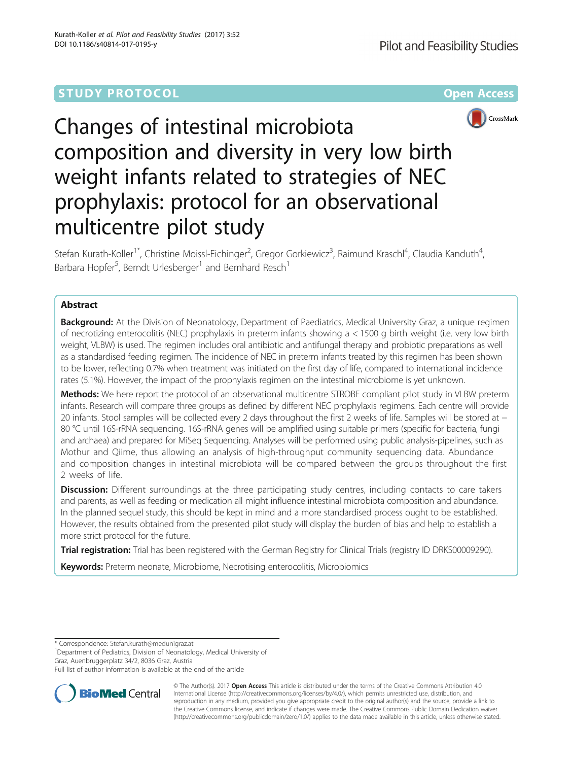STUDY PROTOCOL

Open Access

# Changes of intestinal microbiota composition and diversity in very low birth weight infants related to strategies of NEC prophylaxis: protocol for an observational multicentre pilot study

Stefan Kurath-Koller[1*], Christine Moissl-Eichinger[2], Gregor Gorkiewicz[3], Raimund Kraschl[4], Claudia Kanduth[4], Barbara Hopfer[5], Berndt Urlesberger[1] and Bernhard Resch[1]

## Abstract

**Background:** At the Division of Neonatology, Department of Paediatrics, Medical University Graz, a unique regimen of necrotizing enterocolitis (NEC) prophylaxis in preterm infants showing a < 1500 g birth weight (i.e. very low birth weight, VLBW) is used. The regimen includes oral antibiotic and antifungal therapy and probiotic preparations as well as a standardised feeding regimen. The incidence of NEC in preterm infants treated by this regimen has been shown to be lower, reflecting 0.7% when treatment was initiated on the first day of life, compared to international incidence rates (5.1%). However, the impact of the prophylaxis regimen on the intestinal microbiome is yet unknown.

**Methods:** We here report the protocol of an observational multicentre STROBE compliant pilot study in VLBW preterm infants. Research will compare three groups as defined by different NEC prophylaxis regimens. Each centre will provide 20 infants. Stool samples will be collected every 2 days throughout the first 2 weeks of life. Samples will be stored at − 80 °C until 16S-rRNA sequencing. 16S-rRNA genes will be amplified using suitable primers (specific for bacteria, fungi and archaea) and prepared for MiSeq Sequencing. Analyses will be performed using public analysis-pipelines, such as Mothur and Qiime, thus allowing an analysis of high-throughput community sequencing data. Abundance and composition changes in intestinal microbiota will be compared between the groups throughout the first 2 weeks of life.

**Discussion:** Different surroundings at the three participating study centres, including contacts to care takers and parents, as well as feeding or medication all might influence intestinal microbiota composition and abundance. In the planned sequel study, this should be kept in mind and a more standardised process ought to be established. However, the results obtained from the presented pilot study will display the burden of bias and help to establish a more strict protocol for the future.

**Trial registration:** Trial has been registered with the German Registry for Clinical Trials (registry ID DRKS00009290).

**Keywords:** Preterm neonate, Microbiome, Necrotising enterocolitis, Microbiomics

\* Correspondence: Stefan.kurath@medunigraz.at
[1]Department of Pediatrics, Division of Neonatology, Medical University of Graz, Auenbruggerplatz 34/2, 8036 Graz, Austria
Full list of author information is available at the end of the article

© The Author(s). 2017 **Open Access** This article is distributed under the terms of the Creative Commons Attribution 4.0 International License (http://creativecommons.org/licenses/by/4.0/), which permits unrestricted use, distribution, and reproduction in any medium, provided you give appropriate credit to the original author(s) and the source, provide a link to the Creative Commons license, and indicate if changes were made. The Creative Commons Public Domain Dedication waiver (http://creativecommons.org/publicdomain/zero/1.0/) applies to the data made available in this article, unless otherwise stated.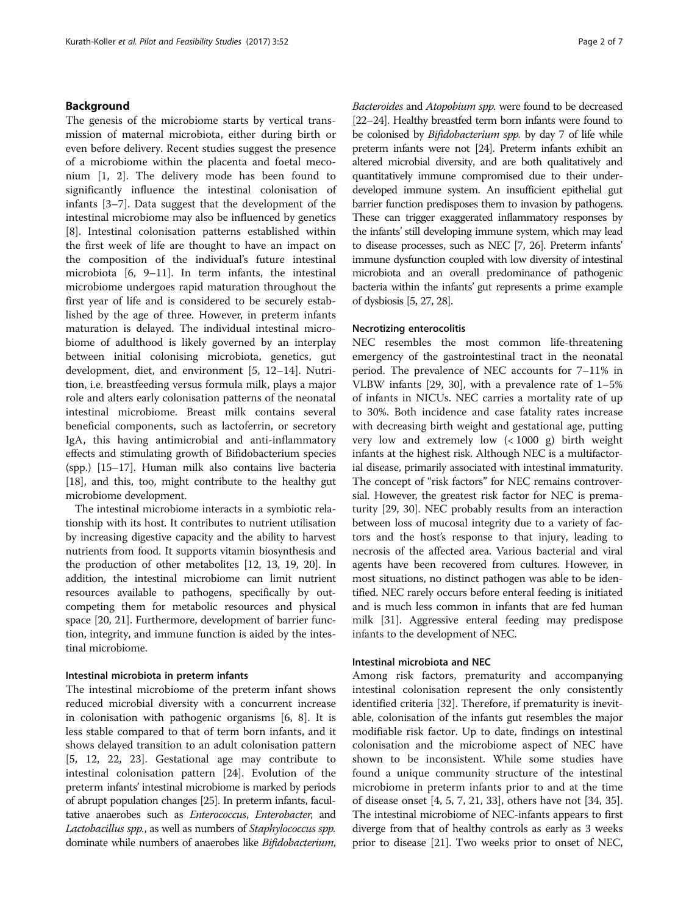## Background

The genesis of the microbiome starts by vertical transmission of maternal microbiota, either during birth or even before delivery. Recent studies suggest the presence of a microbiome within the placenta and foetal meconium [1, 2]. The delivery mode has been found to significantly influence the intestinal colonisation of infants [3–7]. Data suggest that the development of the intestinal microbiome may also be influenced by genetics [8]. Intestinal colonisation patterns established within the first week of life are thought to have an impact on the composition of the individual's future intestinal microbiota [6, 9–11]. In term infants, the intestinal microbiome undergoes rapid maturation throughout the first year of life and is considered to be securely established by the age of three. However, in preterm infants maturation is delayed. The individual intestinal microbiome of adulthood is likely governed by an interplay between initial colonising microbiota, genetics, gut development, diet, and environment [5, 12–14]. Nutrition, i.e. breastfeeding versus formula milk, plays a major role and alters early colonisation patterns of the neonatal intestinal microbiome. Breast milk contains several beneficial components, such as lactoferrin, or secretory IgA, this having antimicrobial and anti-inflammatory effects and stimulating growth of Bifidobacterium species (spp.) [15–17]. Human milk also contains live bacteria [18], and this, too, might contribute to the healthy gut microbiome development.

The intestinal microbiome interacts in a symbiotic relationship with its host. It contributes to nutrient utilisation by increasing digestive capacity and the ability to harvest nutrients from food. It supports vitamin biosynthesis and the production of other metabolites [12, 13, 19, 20]. In addition, the intestinal microbiome can limit nutrient resources available to pathogens, specifically by outcompeting them for metabolic resources and physical space [20, 21]. Furthermore, development of barrier function, integrity, and immune function is aided by the intestinal microbiome.

### Intestinal microbiota in preterm infants

The intestinal microbiome of the preterm infant shows reduced microbial diversity with a concurrent increase in colonisation with pathogenic organisms [6, 8]. It is less stable compared to that of term born infants, and it shows delayed transition to an adult colonisation pattern [5, 12, 22, 23]. Gestational age may contribute to intestinal colonisation pattern [24]. Evolution of the preterm infants' intestinal microbiome is marked by periods of abrupt population changes [25]. In preterm infants, facultative anaerobes such as *Enterococcus*, *Enterobacter*, and *Lactobacillus spp.*, as well as numbers of *Staphylococcus spp.* dominate while numbers of anaerobes like *Bifidobacterium*, *Bacteroides* and *Atopobium spp.* were found to be decreased [22–24]. Healthy breastfed term born infants were found to be colonised by *Bifidobacterium spp.* by day 7 of life while preterm infants were not [24]. Preterm infants exhibit an altered microbial diversity, and are both qualitatively and quantitatively immune compromised due to their underdeveloped immune system. An insufficient epithelial gut barrier function predisposes them to invasion by pathogens. These can trigger exaggerated inflammatory responses by the infants' still developing immune system, which may lead to disease processes, such as NEC [7, 26]. Preterm infants' immune dysfunction coupled with low diversity of intestinal microbiota and an overall predominance of pathogenic bacteria within the infants' gut represents a prime example of dysbiosis [5, 27, 28].

### Necrotizing enterocolitis

NEC resembles the most common life-threatening emergency of the gastrointestinal tract in the neonatal period. The prevalence of NEC accounts for 7–11% in VLBW infants [29, 30], with a prevalence rate of 1–5% of infants in NICUs. NEC carries a mortality rate of up to 30%. Both incidence and case fatality rates increase with decreasing birth weight and gestational age, putting very low and extremely low (< 1000 g) birth weight infants at the highest risk. Although NEC is a multifactorial disease, primarily associated with intestinal immaturity. The concept of "risk factors" for NEC remains controversial. However, the greatest risk factor for NEC is prematurity [29, 30]. NEC probably results from an interaction between loss of mucosal integrity due to a variety of factors and the host's response to that injury, leading to necrosis of the affected area. Various bacterial and viral agents have been recovered from cultures. However, in most situations, no distinct pathogen was able to be identified. NEC rarely occurs before enteral feeding is initiated and is much less common in infants that are fed human milk [31]. Aggressive enteral feeding may predispose infants to the development of NEC.

### Intestinal microbiota and NEC

Among risk factors, prematurity and accompanying intestinal colonisation represent the only consistently identified criteria [32]. Therefore, if prematurity is inevitable, colonisation of the infants gut resembles the major modifiable risk factor. Up to date, findings on intestinal colonisation and the microbiome aspect of NEC have shown to be inconsistent. While some studies have found a unique community structure of the intestinal microbiome in preterm infants prior to and at the time of disease onset [4, 5, 7, 21, 33], others have not [34, 35]. The intestinal microbiome of NEC-infants appears to first diverge from that of healthy controls as early as 3 weeks prior to disease [21]. Two weeks prior to onset of NEC,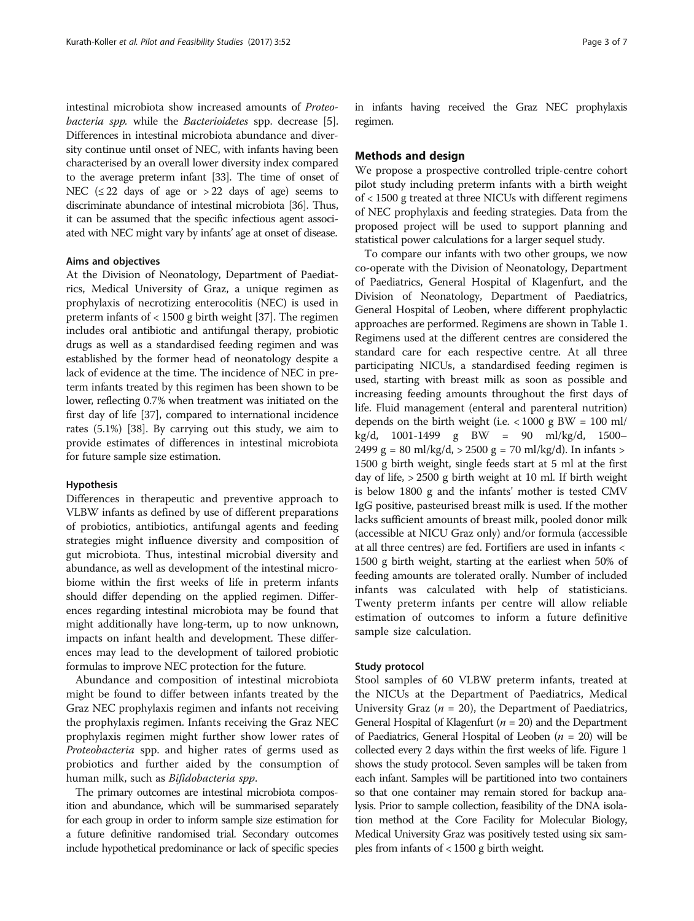intestinal microbiota show increased amounts of *Proteobacteria spp.* while the *Bacterioidetes* spp. decrease [5]. Differences in intestinal microbiota abundance and diversity continue until onset of NEC, with infants having been characterised by an overall lower diversity index compared to the average preterm infant [33]. The time of onset of NEC (≤ 22 days of age or > 22 days of age) seems to discriminate abundance of intestinal microbiota [36]. Thus, it can be assumed that the specific infectious agent associated with NEC might vary by infants' age at onset of disease.

### Aims and objectives

At the Division of Neonatology, Department of Paediatrics, Medical University of Graz, a unique regimen as prophylaxis of necrotizing enterocolitis (NEC) is used in preterm infants of < 1500 g birth weight [37]. The regimen includes oral antibiotic and antifungal therapy, probiotic drugs as well as a standardised feeding regimen and was established by the former head of neonatology despite a lack of evidence at the time. The incidence of NEC in preterm infants treated by this regimen has been shown to be lower, reflecting 0.7% when treatment was initiated on the first day of life [37], compared to international incidence rates (5.1%) [38]. By carrying out this study, we aim to provide estimates of differences in intestinal microbiota for future sample size estimation.

### Hypothesis

Differences in therapeutic and preventive approach to VLBW infants as defined by use of different preparations of probiotics, antibiotics, antifungal agents and feeding strategies might influence diversity and composition of gut microbiota. Thus, intestinal microbial diversity and abundance, as well as development of the intestinal microbiome within the first weeks of life in preterm infants should differ depending on the applied regimen. Differences regarding intestinal microbiota may be found that might additionally have long-term, up to now unknown, impacts on infant health and development. These differences may lead to the development of tailored probiotic formulas to improve NEC protection for the future.

Abundance and composition of intestinal microbiota might be found to differ between infants treated by the Graz NEC prophylaxis regimen and infants not receiving the prophylaxis regimen. Infants receiving the Graz NEC prophylaxis regimen might further show lower rates of *Proteobacteria* spp. and higher rates of germs used as probiotics and further aided by the consumption of human milk, such as *Bifidobacteria spp*.

The primary outcomes are intestinal microbiota composition and abundance, which will be summarised separately for each group in order to inform sample size estimation for a future definitive randomised trial. Secondary outcomes include hypothetical predominance or lack of specific species in infants having received the Graz NEC prophylaxis regimen.

## Methods and design

We propose a prospective controlled triple-centre cohort pilot study including preterm infants with a birth weight of < 1500 g treated at three NICUs with different regimens of NEC prophylaxis and feeding strategies. Data from the proposed project will be used to support planning and statistical power calculations for a larger sequel study.

To compare our infants with two other groups, we now co-operate with the Division of Neonatology, Department of Paediatrics, General Hospital of Klagenfurt, and the Division of Neonatology, Department of Paediatrics, General Hospital of Leoben, where different prophylactic approaches are performed. Regimens are shown in Table 1. Regimens used at the different centres are considered the standard care for each respective centre. At all three participating NICUs, a standardised feeding regimen is used, starting with breast milk as soon as possible and increasing feeding amounts throughout the first days of life. Fluid management (enteral and parenteral nutrition) depends on the birth weight (i.e. < 1000 g BW = 100 ml/kg/d, 1001-1499 g BW = 90 ml/kg/d, 1500–2499 g = 80 ml/kg/d, > 2500 g = 70 ml/kg/d). In infants > 1500 g birth weight, single feeds start at 5 ml at the first day of life, > 2500 g birth weight at 10 ml. If birth weight is below 1800 g and the infants' mother is tested CMV IgG positive, pasteurised breast milk is used. If the mother lacks sufficient amounts of breast milk, pooled donor milk (accessible at NICU Graz only) and/or formula (accessible at all three centres) are fed. Fortifiers are used in infants < 1500 g birth weight, starting at the earliest when 50% of feeding amounts are tolerated orally. Number of included infants was calculated with help of statisticians. Twenty preterm infants per centre will allow reliable estimation of outcomes to inform a future definitive sample size calculation.

### Study protocol

Stool samples of 60 VLBW preterm infants, treated at the NICUs at the Department of Paediatrics, Medical University Graz ($n$ = 20), the Department of Paediatrics, General Hospital of Klagenfurt ($n$ = 20) and the Department of Paediatrics, General Hospital of Leoben ($n$ = 20) will be collected every 2 days within the first weeks of life. Figure 1 shows the study protocol. Seven samples will be taken from each infant. Samples will be partitioned into two containers so that one container may remain stored for backup analysis. Prior to sample collection, feasibility of the DNA isolation method at the Core Facility for Molecular Biology, Medical University Graz was positively tested using six samples from infants of < 1500 g birth weight.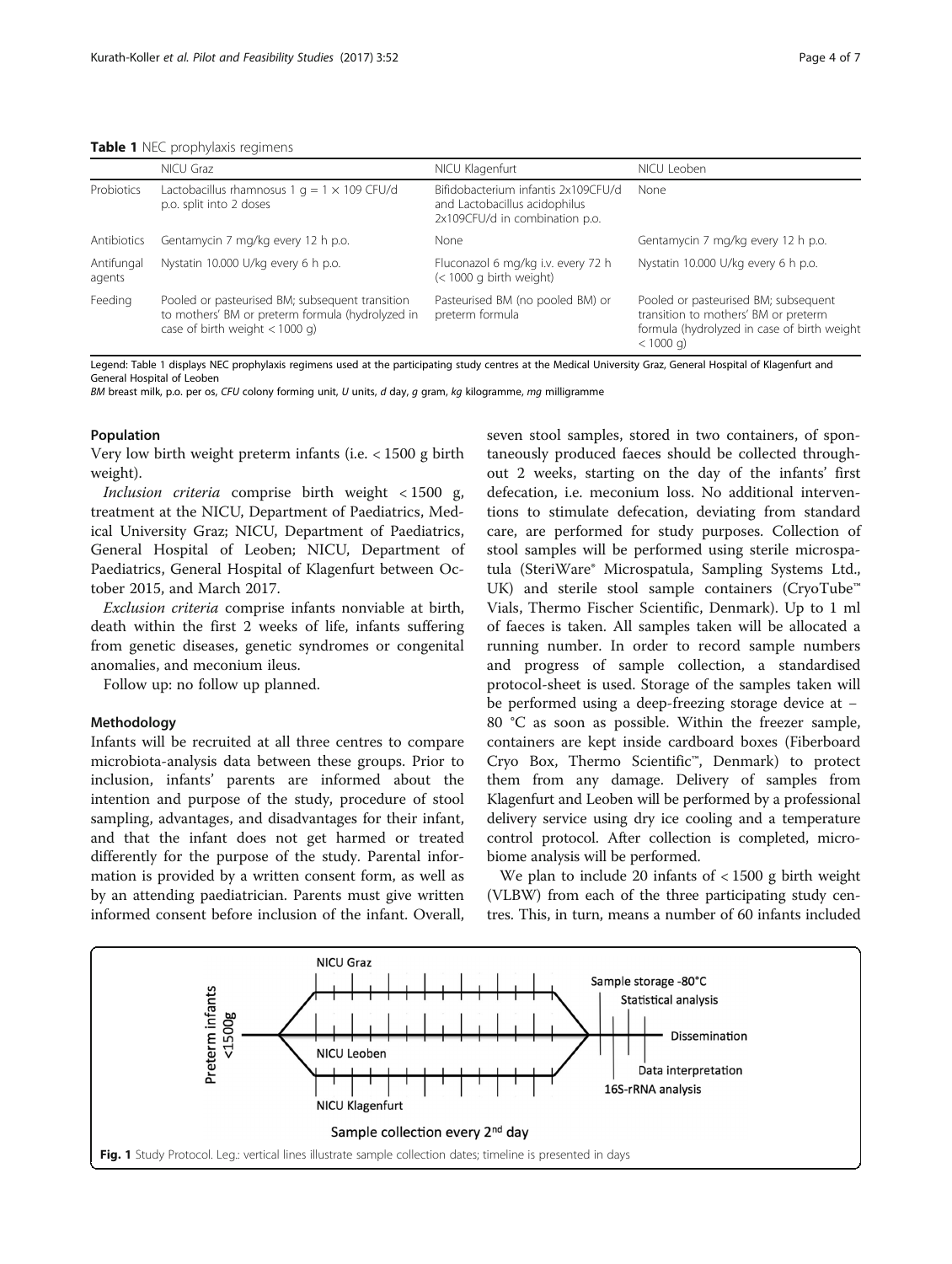**Table 1** NEC prophylaxis regimens

| | NICU Graz | NICU Klagenfurt | NICU Leoben |
|---|---|---|---|
| Probiotics | Lactobacillus rhamnosus 1 g = 1 × 109 CFU/d p.o. split into 2 doses | Bifidobacterium infantis 2x109CFU/d and Lactobacillus acidophilus 2x109CFU/d in combination p.o. | None |
| Antibiotics | Gentamycin 7 mg/kg every 12 h p.o. | None | Gentamycin 7 mg/kg every 12 h p.o. |
| Antifungal agents | Nystatin 10.000 U/kg every 6 h p.o. | Fluconazol 6 mg/kg i.v. every 72 h (< 1000 g birth weight) | Nystatin 10.000 U/kg every 6 h p.o. |
| Feeding | Pooled or pasteurised BM; subsequent transition to mothers' BM or preterm formula (hydrolyzed in case of birth weight < 1000 g) | Pasteurised BM (no pooled BM) or preterm formula | Pooled or pasteurised BM; subsequent transition to mothers' BM or preterm formula (hydrolyzed in case of birth weight < 1000 g) |

Legend: Table 1 displays NEC prophylaxis regimens used at the participating study centres at the Medical University Graz, General Hospital of Klagenfurt and General Hospital of Leoben

*BM* breast milk, *p.o.* per os, *CFU* colony forming unit, *U* units, *d* day, *g* gram, *kg* kilogramme, *mg* milligramme

#### Population

Very low birth weight preterm infants (i.e. < 1500 g birth weight).

*Inclusion criteria* comprise birth weight < 1500 g, treatment at the NICU, Department of Paediatrics, Medical University Graz; NICU, Department of Paediatrics, General Hospital of Leoben; NICU, Department of Paediatrics, General Hospital of Klagenfurt between October 2015, and March 2017.

*Exclusion criteria* comprise infants nonviable at birth, death within the first 2 weeks of life, infants suffering from genetic diseases, genetic syndromes or congenital anomalies, and meconium ileus.

Follow up: no follow up planned.

#### Methodology

Infants will be recruited at all three centres to compare microbiota-analysis data between these groups. Prior to inclusion, infants' parents are informed about the intention and purpose of the study, procedure of stool sampling, advantages, and disadvantages for their infant, and that the infant does not get harmed or treated differently for the purpose of the study. Parental information is provided by a written consent form, as well as by an attending paediatrician. Parents must give written informed consent before inclusion of the infant. Overall, seven stool samples, stored in two containers, of spontaneously produced faeces should be collected throughout 2 weeks, starting on the day of the infants' first defecation, i.e. meconium loss. No additional interventions to stimulate defecation, deviating from standard care, are performed for study purposes. Collection of stool samples will be performed using sterile microspatula (SteriWare® Microspatula, Sampling Systems Ltd., UK) and sterile stool sample containers (CryoTube™ Vials, Thermo Fischer Scientific, Denmark). Up to 1 ml of faeces is taken. All samples taken will be allocated a running number. In order to record sample numbers and progress of sample collection, a standardised protocol-sheet is used. Storage of the samples taken will be performed using a deep-freezing storage device at − 80 °C as soon as possible. Within the freezer sample, containers are kept inside cardboard boxes (Fiberboard Cryo Box, Thermo Scientific™, Denmark) to protect them from any damage. Delivery of samples from Klagenfurt and Leoben will be performed by a professional delivery service using dry ice cooling and a temperature control protocol. After collection is completed, microbiome analysis will be performed.

We plan to include 20 infants of < 1500 g birth weight (VLBW) from each of the three participating study centres. This, in turn, means a number of 60 infants included

**Fig. 1** Study Protocol. Leg.: vertical lines illustrate sample collection dates; timeline is presented in days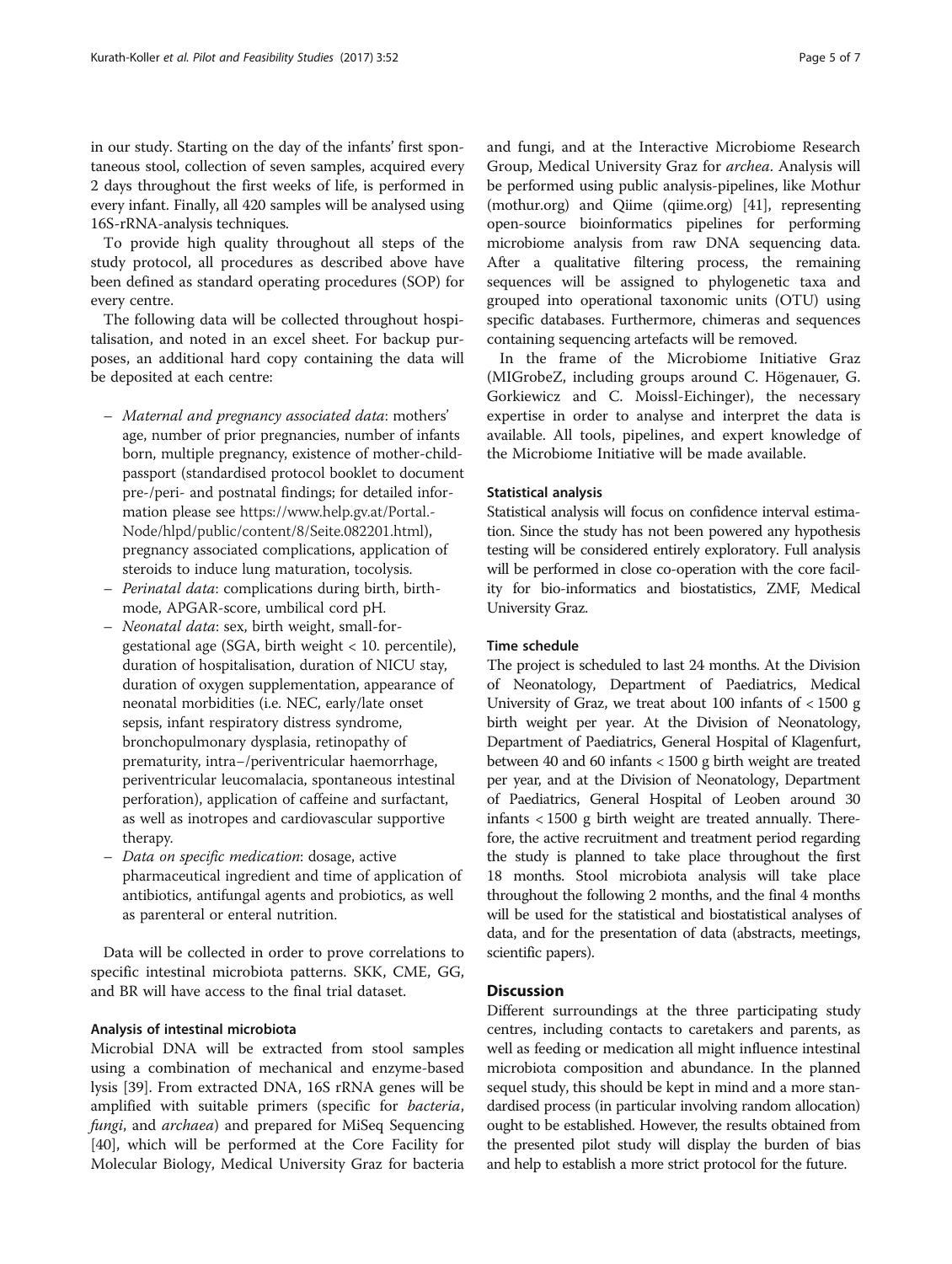in our study. Starting on the day of the infants' first spontaneous stool, collection of seven samples, acquired every 2 days throughout the first weeks of life, is performed in every infant. Finally, all 420 samples will be analysed using 16S-rRNA-analysis techniques.

To provide high quality throughout all steps of the study protocol, all procedures as described above have been defined as standard operating procedures (SOP) for every centre.

The following data will be collected throughout hospitalisation, and noted in an excel sheet. For backup purposes, an additional hard copy containing the data will be deposited at each centre:

- *Maternal and pregnancy associated data*: mothers' age, number of prior pregnancies, number of infants born, multiple pregnancy, existence of mother-child-passport (standardised protocol booklet to document pre-/peri- and postnatal findings; for detailed information please see https://www.help.gv.at/Portal.Node/hlpd/public/content/8/Seite.082201.html), pregnancy associated complications, application of steroids to induce lung maturation, tocolysis.
- *Perinatal data*: complications during birth, birth-mode, APGAR-score, umbilical cord pH.
- *Neonatal data*: sex, birth weight, small-for-gestational age (SGA, birth weight < 10. percentile), duration of hospitalisation, duration of NICU stay, duration of oxygen supplementation, appearance of neonatal morbidities (i.e. NEC, early/late onset sepsis, infant respiratory distress syndrome, bronchopulmonary dysplasia, retinopathy of prematurity, intra−/periventricular haemorrhage, periventricular leucomalacia, spontaneous intestinal perforation), application of caffeine and surfactant, as well as inotropes and cardiovascular supportive therapy.
- *Data on specific medication*: dosage, active pharmaceutical ingredient and time of application of antibiotics, antifungal agents and probiotics, as well as parenteral or enteral nutrition.

Data will be collected in order to prove correlations to specific intestinal microbiota patterns. SKK, CME, GG, and BR will have access to the final trial dataset.

### Analysis of intestinal microbiota

Microbial DNA will be extracted from stool samples using a combination of mechanical and enzyme-based lysis [39]. From extracted DNA, 16S rRNA genes will be amplified with suitable primers (specific for *bacteria*, *fungi*, and *archaea*) and prepared for MiSeq Sequencing [40], which will be performed at the Core Facility for Molecular Biology, Medical University Graz for bacteria and fungi, and at the Interactive Microbiome Research Group, Medical University Graz for *archea*. Analysis will be performed using public analysis-pipelines, like Mothur (mothur.org) and Qiime (qiime.org) [41], representing open-source bioinformatics pipelines for performing microbiome analysis from raw DNA sequencing data. After a qualitative filtering process, the remaining sequences will be assigned to phylogenetic taxa and grouped into operational taxonomic units (OTU) using specific databases. Furthermore, chimeras and sequences containing sequencing artefacts will be removed.

In the frame of the Microbiome Initiative Graz (MIGrobeZ, including groups around C. Högenauer, G. Gorkiewicz and C. Moissl-Eichinger), the necessary expertise in order to analyse and interpret the data is available. All tools, pipelines, and expert knowledge of the Microbiome Initiative will be made available.

### Statistical analysis

Statistical analysis will focus on confidence interval estimation. Since the study has not been powered any hypothesis testing will be considered entirely exploratory. Full analysis will be performed in close co-operation with the core facility for bio-informatics and biostatistics, ZMF, Medical University Graz.

### Time schedule

The project is scheduled to last 24 months. At the Division of Neonatology, Department of Paediatrics, Medical University of Graz, we treat about 100 infants of < 1500 g birth weight per year. At the Division of Neonatology, Department of Paediatrics, General Hospital of Klagenfurt, between 40 and 60 infants < 1500 g birth weight are treated per year, and at the Division of Neonatology, Department of Paediatrics, General Hospital of Leoben around 30 infants < 1500 g birth weight are treated annually. Therefore, the active recruitment and treatment period regarding the study is planned to take place throughout the first 18 months. Stool microbiota analysis will take place throughout the following 2 months, and the final 4 months will be used for the statistical and biostatistical analyses of data, and for the presentation of data (abstracts, meetings, scientific papers).

## Discussion

Different surroundings at the three participating study centres, including contacts to caretakers and parents, as well as feeding or medication all might influence intestinal microbiota composition and abundance. In the planned sequel study, this should be kept in mind and a more standardised process (in particular involving random allocation) ought to be established. However, the results obtained from the presented pilot study will display the burden of bias and help to establish a more strict protocol for the future.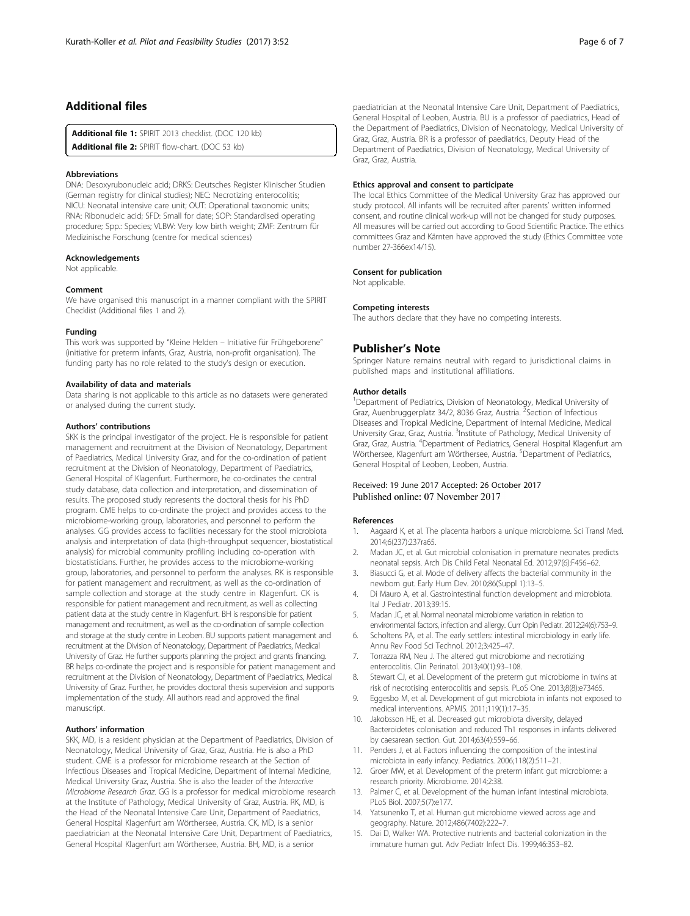## Additional files

**Additional file 1:** SPIRIT 2013 checklist. (DOC 120 kb)
**Additional file 2:** SPIRIT flow-chart. (DOC 53 kb)

#### Abbreviations

DNA: Desoxyrubonucleic acid; DRKS: Deutsches Register Klinischer Studien (German registry for clinical studies); NEC: Necrotizing enterocolitis; NICU: Neonatal intensive care unit; OUT: Operational taxonomic units; RNA: Ribonucleic acid; SFD: Small for date; SOP: Standardised operating procedure; Spp.: Species; VLBW: Very low birth weight; ZMF: Zentrum für Medizinische Forschung (centre for medical sciences)

#### Acknowledgements

Not applicable.

#### Comment

We have organised this manuscript in a manner compliant with the SPIRIT Checklist (Additional files 1 and 2).

#### Funding

This work was supported by "Kleine Helden – Initiative für Frühgeborene" (initiative for preterm infants, Graz, Austria, non-profit organisation). The funding party has no role related to the study's design or execution.

#### Availability of data and materials

Data sharing is not applicable to this article as no datasets were generated or analysed during the current study.

#### Authors' contributions

SKK is the principal investigator of the project. He is responsible for patient management and recruitment at the Division of Neonatology, Department of Paediatrics, Medical University Graz, and for the co-ordination of patient recruitment at the Division of Neonatology, Department of Paediatrics, General Hospital of Klagenfurt. Furthermore, he co-ordinates the central study database, data collection and interpretation, and dissemination of results. The proposed study represents the doctoral thesis for his PhD program. CME helps to co-ordinate the project and provides access to the microbiome-working group, laboratories, and personnel to perform the analyses. GG provides access to facilities necessary for the stool microbiota analysis and interpretation of data (high-throughput sequencer, biostatistical analysis) for microbial community profiling including co-operation with biostatisticians. Further, he provides access to the microbiome-working group, laboratories, and personnel to perform the analyses. RK is responsible for patient management and recruitment, as well as the co-ordination of sample collection and storage at the study centre in Klagenfurt. CK is responsible for patient management and recruitment, as well as collecting patient data at the study centre in Klagenfurt. BH is responsible for patient management and recruitment, as well as the co-ordination of sample collection and storage at the study centre in Leoben. BU supports patient management and recruitment at the Division of Neonatology, Department of Paediatrics, Medical University of Graz. He further supports planning the project and grants financing. BR helps co-ordinate the project and is responsible for patient management and recruitment at the Division of Neonatology, Department of Paediatrics, Medical University of Graz. Further, he provides doctoral thesis supervision and supports implementation of the study. All authors read and approved the final manuscript.

#### Authors' information

SKK, MD, is a resident physician at the Department of Paediatrics, Division of Neonatology, Medical University of Graz, Graz, Austria. He is also a PhD student. CME is a professor for microbiome research at the Section of Infectious Diseases and Tropical Medicine, Department of Internal Medicine, Medical University Graz, Austria. She is also the leader of the *Interactive Microbiome Research Graz*. GG is a professor for medical microbiome research at the Institute of Pathology, Medical University of Graz, Austria. RK, MD, is the Head of the Neonatal Intensive Care Unit, Department of Paediatrics, General Hospital Klagenfurt am Wörthersee, Austria. CK, MD, is a senior paediatrician at the Neonatal Intensive Care Unit, Department of Paediatrics, General Hospital Klagenfurt am Wörthersee, Austria. BH, MD, is a senior paediatrician at the Neonatal Intensive Care Unit, Department of Paediatrics, General Hospital of Leoben, Austria. BU is a professor of paediatrics, Head of the Department of Paediatrics, Division of Neonatology, Medical University of Graz, Graz, Austria. BR is a professor of paediatrics, Deputy Head of the Department of Paediatrics, Division of Neonatology, Medical University of Graz, Graz, Austria.

#### Ethics approval and consent to participate

The local Ethics Committee of the Medical University Graz has approved our study protocol. All infants will be recruited after parents' written informed consent, and routine clinical work-up will not be changed for study purposes. All measures will be carried out according to Good Scientific Practice. The ethics committees Graz and Kärnten have approved the study (Ethics Committee vote number 27-366ex14/15).

#### Consent for publication

Not applicable.

#### Competing interests

The authors declare that they have no competing interests.

## Publisher's Note

Springer Nature remains neutral with regard to jurisdictional claims in published maps and institutional affiliations.

#### Author details

[1]Department of Pediatrics, Division of Neonatology, Medical University of Graz, Auenbruggerplatz 34/2, 8036 Graz, Austria. [2]Section of Infectious Diseases and Tropical Medicine, Department of Internal Medicine, Medical University Graz, Graz, Austria. [3]Institute of Pathology, Medical University of Graz, Graz, Austria. [4]Department of Pediatrics, General Hospital Klagenfurt am Wörthersee, Klagenfurt am Wörthersee, Austria. [5]Department of Pediatrics, General Hospital of Leoben, Leoben, Austria.

Received: 19 June 2017 Accepted: 26 October 2017
Published online: 07 November 2017

#### References

1. Aagaard K, et al. The placenta harbors a unique microbiome. Sci Transl Med. 2014;6(237):237ra65.
2. Madan JC, et al. Gut microbial colonisation in premature neonates predicts neonatal sepsis. Arch Dis Child Fetal Neonatal Ed. 2012;97(6):F456–62.
3. Biasucci G, et al. Mode of delivery affects the bacterial community in the newborn gut. Early Hum Dev. 2010;86(Suppl 1):13–5.
4. Di Mauro A, et al. Gastrointestinal function development and microbiota. Ital J Pediatr. 2013;39:15.
5. Madan JC, et al. Normal neonatal microbiome variation in relation to environmental factors, infection and allergy. Curr Opin Pediatr. 2012;24(6):753–9.
6. Scholtens PA, et al. The early settlers: intestinal microbiology in early life. Annu Rev Food Sci Technol. 2012;3:425–47.
7. Torrazza RM, Neu J. The altered gut microbiome and necrotizing enterocolitis. Clin Perinatol. 2013;40(1):93–108.
8. Stewart CJ, et al. Development of the preterm gut microbiome in twins at risk of necrotising enterocolitis and sepsis. PLoS One. 2013;8(8):e73465.
9. Eggesbo M, et al. Development of gut microbiota in infants not exposed to medical interventions. APMIS. 2011;119(1):17–35.
10. Jakobsson HE, et al. Decreased gut microbiota diversity, delayed Bacteroidetes colonisation and reduced Th1 responses in infants delivered by caesarean section. Gut. 2014;63(4):559–66.
11. Penders J, et al. Factors influencing the composition of the intestinal microbiota in early infancy. Pediatrics. 2006;118(2):511–21.
12. Groer MW, et al. Development of the preterm infant gut microbiome: a research priority. Microbiome. 2014;2:38.
13. Palmer C, et al. Development of the human infant intestinal microbiota. PLoS Biol. 2007;5(7):e177.
14. Yatsunenko T, et al. Human gut microbiome viewed across age and geography. Nature. 2012;486(7402):222–7.
15. Dai D, Walker WA. Protective nutrients and bacterial colonization in the immature human gut. Adv Pediatr Infect Dis. 1999;46:353–82.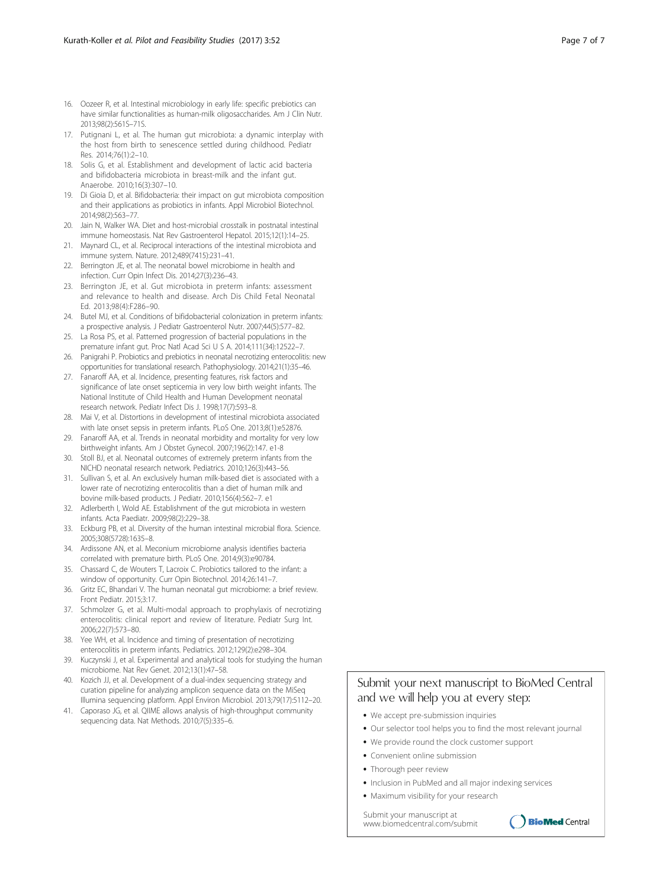16. Oozeer R, et al. Intestinal microbiology in early life: specific prebiotics can have similar functionalities as human-milk oligosaccharides. Am J Clin Nutr. 2013;98(2):561S–71S.
17. Putignani L, et al. The human gut microbiota: a dynamic interplay with the host from birth to senescence settled during childhood. Pediatr Res. 2014;76(1):2–10.
18. Solis G, et al. Establishment and development of lactic acid bacteria and bifidobacteria microbiota in breast-milk and the infant gut. Anaerobe. 2010;16(3):307–10.
19. Di Gioia D, et al. Bifidobacteria: their impact on gut microbiota composition and their applications as probiotics in infants. Appl Microbiol Biotechnol. 2014;98(2):563–77.
20. Jain N, Walker WA. Diet and host-microbial crosstalk in postnatal intestinal immune homeostasis. Nat Rev Gastroenterol Hepatol. 2015;12(1):14–25.
21. Maynard CL, et al. Reciprocal interactions of the intestinal microbiota and immune system. Nature. 2012;489(7415):231–41.
22. Berrington JE, et al. The neonatal bowel microbiome in health and infection. Curr Opin Infect Dis. 2014;27(3):236–43.
23. Berrington JE, et al. Gut microbiota in preterm infants: assessment and relevance to health and disease. Arch Dis Child Fetal Neonatal Ed. 2013;98(4):F286–90.
24. Butel MJ, et al. Conditions of bifidobacterial colonization in preterm infants: a prospective analysis. J Pediatr Gastroenterol Nutr. 2007;44(5):577–82.
25. La Rosa PS, et al. Patterned progression of bacterial populations in the premature infant gut. Proc Natl Acad Sci U S A. 2014;111(34):12522–7.
26. Panigrahi P. Probiotics and prebiotics in neonatal necrotizing enterocolitis: new opportunities for translational research. Pathophysiology. 2014;21(1):35–46.
27. Fanaroff AA, et al. Incidence, presenting features, risk factors and significance of late onset septicemia in very low birth weight infants. The National Institute of Child Health and Human Development neonatal research network. Pediatr Infect Dis J. 1998;17(7):593–8.
28. Mai V, et al. Distortions in development of intestinal microbiota associated with late onset sepsis in preterm infants. PLoS One. 2013;8(1):e52876.
29. Fanaroff AA, et al. Trends in neonatal morbidity and mortality for very low birthweight infants. Am J Obstet Gynecol. 2007;196(2):147. e1-8
30. Stoll BJ, et al. Neonatal outcomes of extremely preterm infants from the NICHD neonatal research network. Pediatrics. 2010;126(3):443–56.
31. Sullivan S, et al. An exclusively human milk-based diet is associated with a lower rate of necrotizing enterocolitis than a diet of human milk and bovine milk-based products. J Pediatr. 2010;156(4):562–7. e1
32. Adlerberth I, Wold AE. Establishment of the gut microbiota in western infants. Acta Paediatr. 2009;98(2):229–38.
33. Eckburg PB, et al. Diversity of the human intestinal microbial flora. Science. 2005;308(5728):1635–8.
34. Ardissone AN, et al. Meconium microbiome analysis identifies bacteria correlated with premature birth. PLoS One. 2014;9(3):e90784.
35. Chassard C, de Wouters T, Lacroix C. Probiotics tailored to the infant: a window of opportunity. Curr Opin Biotechnol. 2014;26:141–7.
36. Gritz EC, Bhandari V. The human neonatal gut microbiome: a brief review. Front Pediatr. 2015;3:17.
37. Schmolzer G, et al. Multi-modal approach to prophylaxis of necrotizing enterocolitis: clinical report and review of literature. Pediatr Surg Int. 2006;22(7):573–80.
38. Yee WH, et al. Incidence and timing of presentation of necrotizing enterocolitis in preterm infants. Pediatrics. 2012;129(2):e298–304.
39. Kuczynski J, et al. Experimental and analytical tools for studying the human microbiome. Nat Rev Genet. 2012;13(1):47–58.
40. Kozich JJ, et al. Development of a dual-index sequencing strategy and curation pipeline for analyzing amplicon sequence data on the MiSeq Illumina sequencing platform. Appl Environ Microbiol. 2013;79(17):5112–20.
41. Caporaso JG, et al. QIIME allows analysis of high-throughput community sequencing data. Nat Methods. 2010;7(5):335–6.

Submit your next manuscript to BioMed Central and we will help you at every step:

- We accept pre-submission inquiries
- Our selector tool helps you to find the most relevant journal
- We provide round the clock customer support
- Convenient online submission
- Thorough peer review
- Inclusion in PubMed and all major indexing services
- Maximum visibility for your research

Submit your manuscript at www.biomedcentral.com/submit

BioMed Central